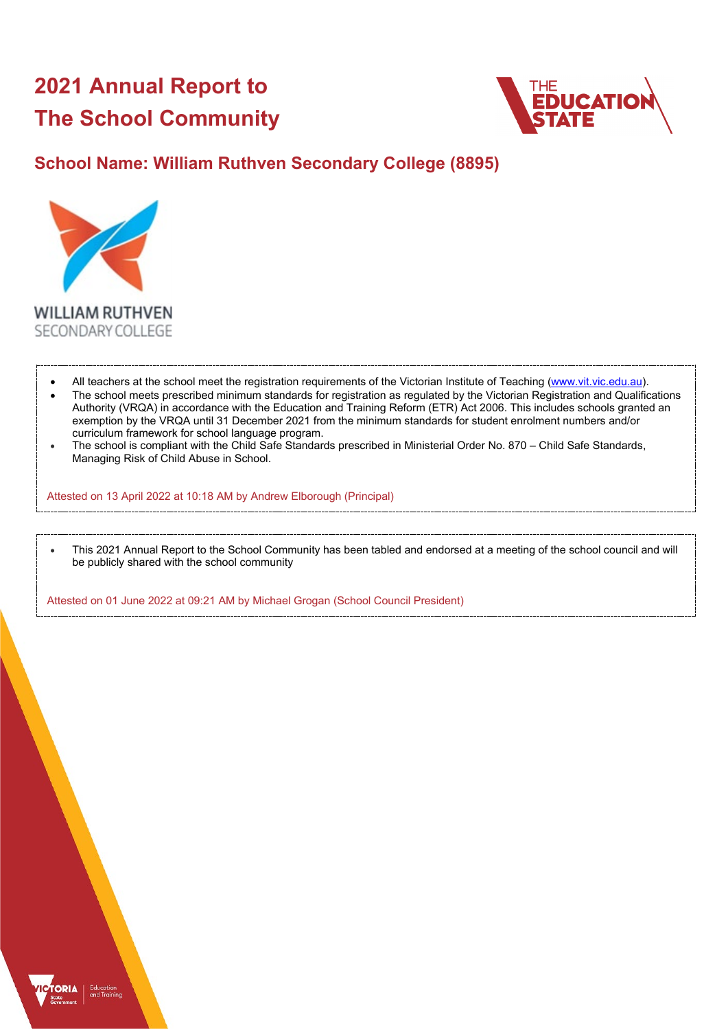# 2021 Annual Report to The School Community

## School Name: William Ruthven Secondary College (8895)

- All teachers at the school meet the registration requirements of the Victorian Institute of Teaching (www.vit.vic.edu.au).
- The school meets prescribed minimum standards for registration as regulated by the Victorian Registration and Qualifications Authority (VRQA) in accordance with the Education and Training Reform (ETR) Act 2006. This includes schools granted an exemption by the VRQA until 31 December 2021 from the minimum standards for student enrolment numbers and/or curriculum framework for school language program.
- The school is compliant with the Child Safe Standards prescribed in Ministerial Order No. 870 – Child Safe Standards, Managing Risk of Child Abuse in School.

Attested on 13 April 2022 at 10:18 AM by Andrew Elborough (Principal)

- This 2021 Annual Report to the School Community has been tabled and endorsed at a meeting of the school council and will be publicly shared with the school community

Attested on 01 June 2022 at 09:21 AM by Michael Grogan (School Council President)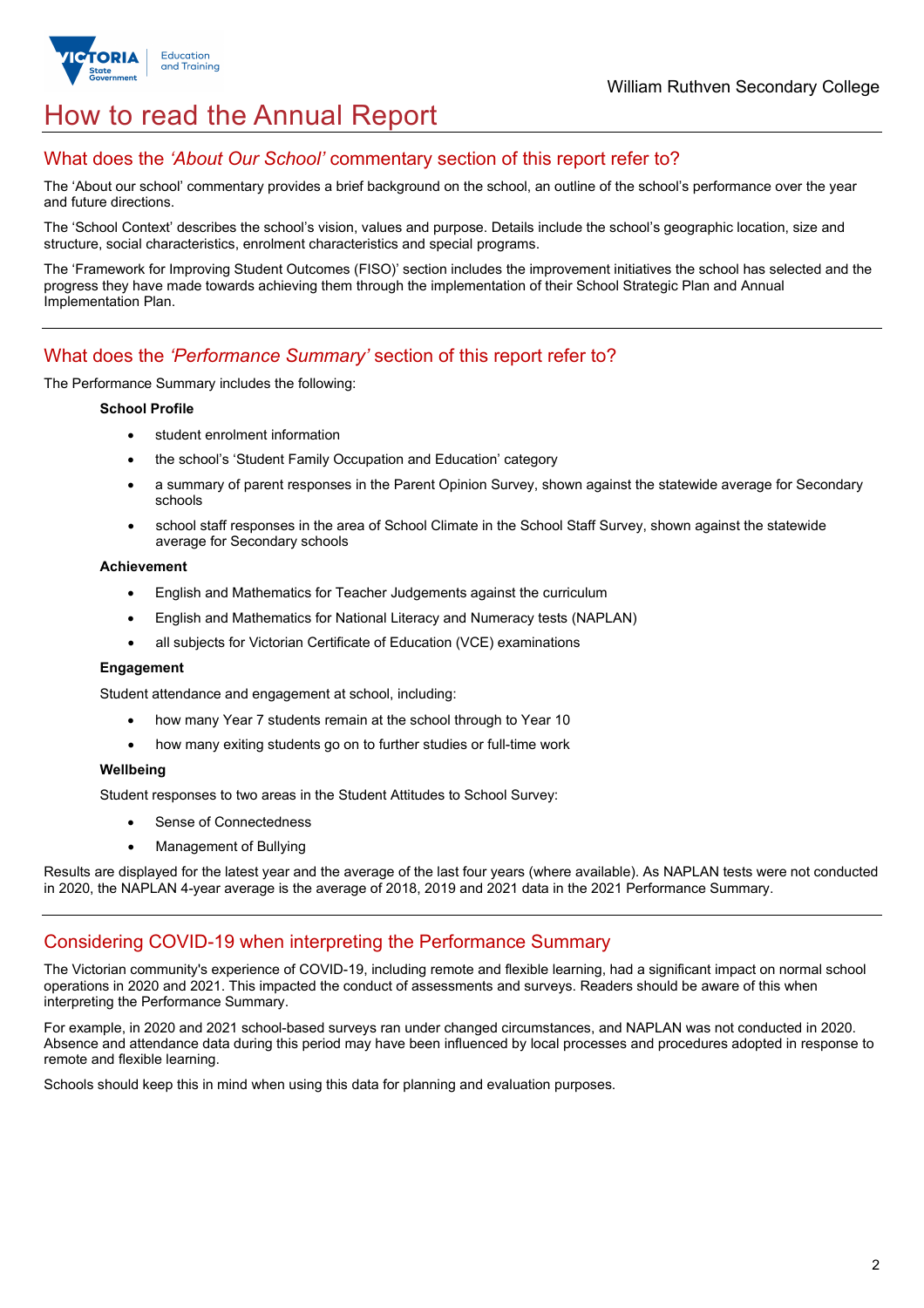# How to read the Annual Report

## What does the *'About Our School'* commentary section of this report refer to?

The 'About our school' commentary provides a brief background on the school, an outline of the school's performance over the year and future directions.

The 'School Context' describes the school's vision, values and purpose. Details include the school's geographic location, size and structure, social characteristics, enrolment characteristics and special programs.

The 'Framework for Improving Student Outcomes (FISO)' section includes the improvement initiatives the school has selected and the progress they have made towards achieving them through the implementation of their School Strategic Plan and Annual Implementation Plan.

## What does the *'Performance Summary'* section of this report refer to?

The Performance Summary includes the following:

**School Profile**

- student enrolment information
- the school's 'Student Family Occupation and Education' category
- a summary of parent responses in the Parent Opinion Survey, shown against the statewide average for Secondary schools
- school staff responses in the area of School Climate in the School Staff Survey, shown against the statewide average for Secondary schools

**Achievement**

- English and Mathematics for Teacher Judgements against the curriculum
- English and Mathematics for National Literacy and Numeracy tests (NAPLAN)
- all subjects for Victorian Certificate of Education (VCE) examinations

**Engagement**

Student attendance and engagement at school, including:

- how many Year 7 students remain at the school through to Year 10
- how many exiting students go on to further studies or full-time work

**Wellbeing**

Student responses to two areas in the Student Attitudes to School Survey:

- Sense of Connectedness
- Management of Bullying

Results are displayed for the latest year and the average of the last four years (where available). As NAPLAN tests were not conducted in 2020, the NAPLAN 4-year average is the average of 2018, 2019 and 2021 data in the 2021 Performance Summary.

## Considering COVID-19 when interpreting the Performance Summary

The Victorian community's experience of COVID-19, including remote and flexible learning, had a significant impact on normal school operations in 2020 and 2021. This impacted the conduct of assessments and surveys. Readers should be aware of this when interpreting the Performance Summary.

For example, in 2020 and 2021 school-based surveys ran under changed circumstances, and NAPLAN was not conducted in 2020. Absence and attendance data during this period may have been influenced by local processes and procedures adopted in response to remote and flexible learning.

Schools should keep this in mind when using this data for planning and evaluation purposes.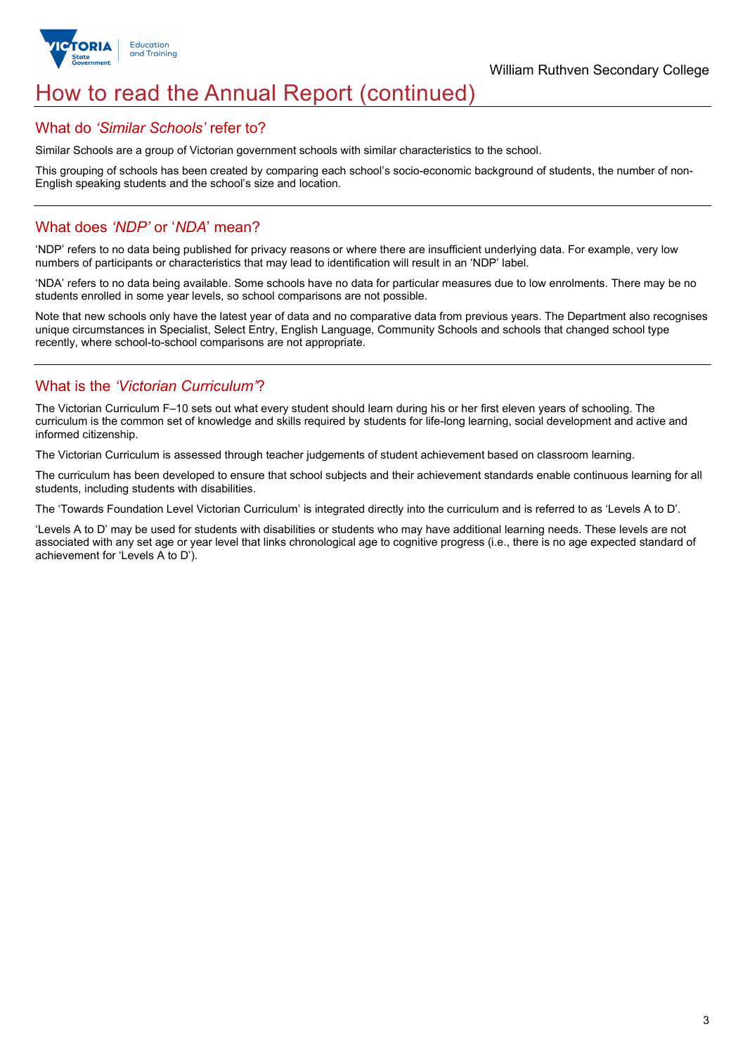# How to read the Annual Report (continued)

## What do *'Similar Schools'* refer to?

Similar Schools are a group of Victorian government schools with similar characteristics to the school.

This grouping of schools has been created by comparing each school's socio-economic background of students, the number of non-English speaking students and the school's size and location.

## What does *'NDP'* or '*NDA*' mean?

'NDP' refers to no data being published for privacy reasons or where there are insufficient underlying data. For example, very low numbers of participants or characteristics that may lead to identification will result in an 'NDP' label.

'NDA' refers to no data being available. Some schools have no data for particular measures due to low enrolments. There may be no students enrolled in some year levels, so school comparisons are not possible.

Note that new schools only have the latest year of data and no comparative data from previous years. The Department also recognises unique circumstances in Specialist, Select Entry, English Language, Community Schools and schools that changed school type recently, where school-to-school comparisons are not appropriate.

## What is the *'Victorian Curriculum'*?

The Victorian Curriculum F–10 sets out what every student should learn during his or her first eleven years of schooling. The curriculum is the common set of knowledge and skills required by students for life-long learning, social development and active and informed citizenship.

The Victorian Curriculum is assessed through teacher judgements of student achievement based on classroom learning.

The curriculum has been developed to ensure that school subjects and their achievement standards enable continuous learning for all students, including students with disabilities.

The 'Towards Foundation Level Victorian Curriculum' is integrated directly into the curriculum and is referred to as 'Levels A to D'.

'Levels A to D' may be used for students with disabilities or students who may have additional learning needs. These levels are not associated with any set age or year level that links chronological age to cognitive progress (i.e., there is no age expected standard of achievement for 'Levels A to D').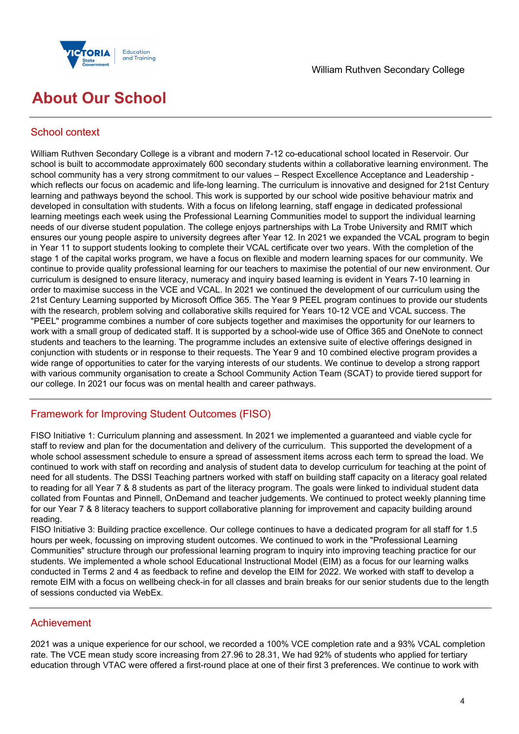# About Our School

## School context

William Ruthven Secondary College is a vibrant and modern 7-12 co-educational school located in Reservoir. Our school is built to accommodate approximately 600 secondary students within a collaborative learning environment. The school community has a very strong commitment to our values – Respect Excellence Acceptance and Leadership - which reflects our focus on academic and life-long learning. The curriculum is innovative and designed for 21st Century learning and pathways beyond the school. This work is supported by our school wide positive behaviour matrix and developed in consultation with students. With a focus on lifelong learning, staff engage in dedicated professional learning meetings each week using the Professional Learning Communities model to support the individual learning needs of our diverse student population. The college enjoys partnerships with La Trobe University and RMIT which ensures our young people aspire to university degrees after Year 12. In 2021 we expanded the VCAL program to begin in Year 11 to support students looking to complete their VCAL certificate over two years. With the completion of the stage 1 of the capital works program, we have a focus on flexible and modern learning spaces for our community. We continue to provide quality professional learning for our teachers to maximise the potential of our new environment. Our curriculum is designed to ensure literacy, numeracy and inquiry based learning is evident in Years 7-10 learning in order to maximise success in the VCE and VCAL. In 2021 we continued the development of our curriculum using the 21st Century Learning supported by Microsoft Office 365. The Year 9 PEEL program continues to provide our students with the research, problem solving and collaborative skills required for Years 10-12 VCE and VCAL success. The "PEEL" programme combines a number of core subjects together and maximises the opportunity for our learners to work with a small group of dedicated staff. It is supported by a school-wide use of Office 365 and OneNote to connect students and teachers to the learning. The programme includes an extensive suite of elective offerings designed in conjunction with students or in response to their requests. The Year 9 and 10 combined elective program provides a wide range of opportunities to cater for the varying interests of our students. We continue to develop a strong rapport with various community organisation to create a School Community Action Team (SCAT) to provide tiered support for our college. In 2021 our focus was on mental health and career pathways.

## Framework for Improving Student Outcomes (FISO)

FISO Initiative 1: Curriculum planning and assessment. In 2021 we implemented a guaranteed and viable cycle for staff to review and plan for the documentation and delivery of the curriculum. This supported the development of a whole school assessment schedule to ensure a spread of assessment items across each term to spread the load. We continued to work with staff on recording and analysis of student data to develop curriculum for teaching at the point of need for all students. The DSSI Teaching partners worked with staff on building staff capacity on a literacy goal related to reading for all Year 7 & 8 students as part of the literacy program. The goals were linked to individual student data collated from Fountas and Pinnell, OnDemand and teacher judgements. We continued to protect weekly planning time for our Year 7 & 8 literacy teachers to support collaborative planning for improvement and capacity building around reading.

FISO Initiative 3: Building practice excellence. Our college continues to have a dedicated program for all staff for 1.5 hours per week, focussing on improving student outcomes. We continued to work in the "Professional Learning Communities" structure through our professional learning program to inquiry into improving teaching practice for our students. We implemented a whole school Educational Instructional Model (EIM) as a focus for our learning walks conducted in Terms 2 and 4 as feedback to refine and develop the EIM for 2022. We worked with staff to develop a remote EIM with a focus on wellbeing check-in for all classes and brain breaks for our senior students due to the length of sessions conducted via WebEx.

## Achievement

2021 was a unique experience for our school, we recorded a 100% VCE completion rate and a 93% VCAL completion rate. The VCE mean study score increasing from 27.96 to 28.31, We had 92% of students who applied for tertiary education through VTAC were offered a first-round place at one of their first 3 preferences. We continue to work with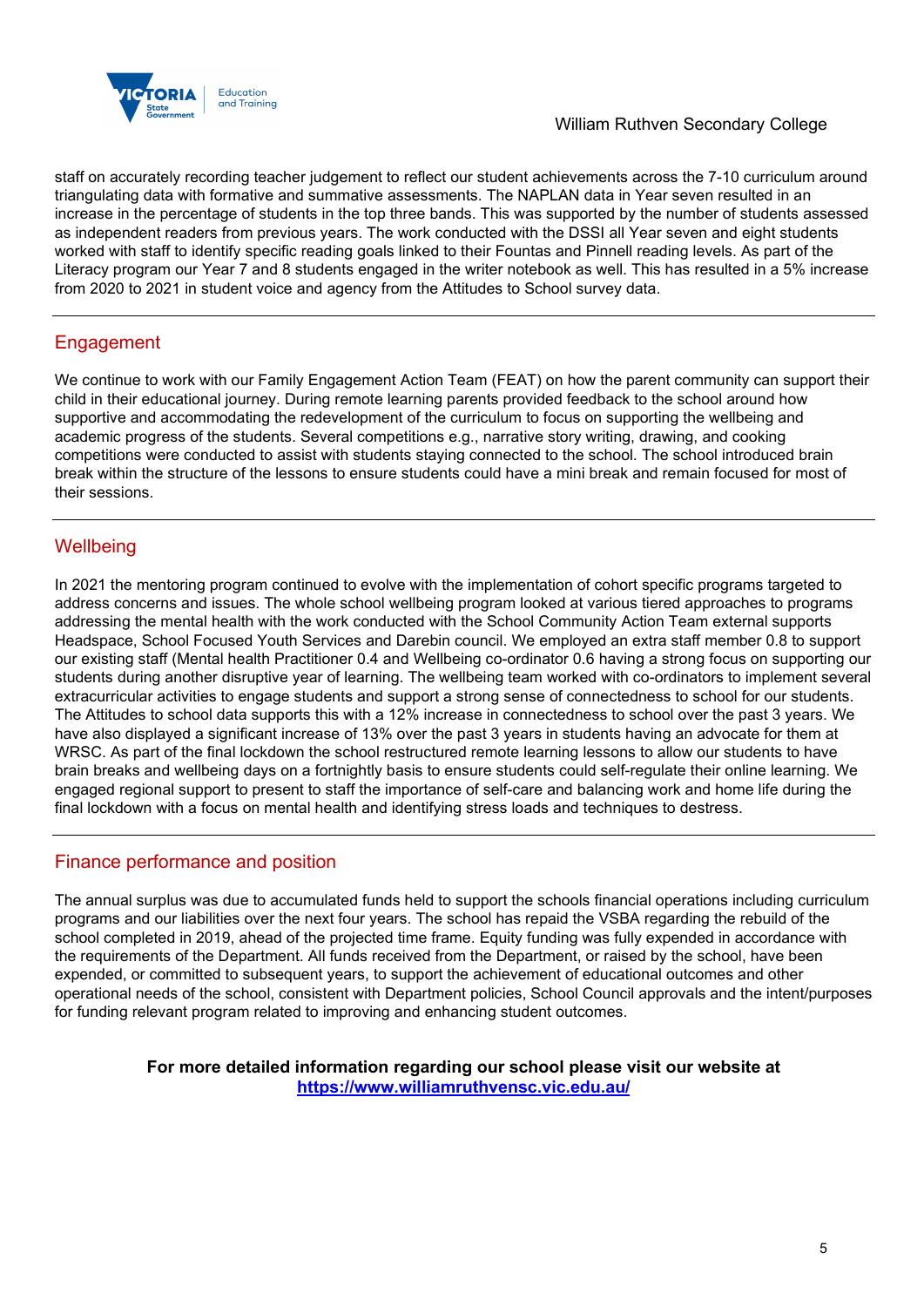staff on accurately recording teacher judgement to reflect our student achievements across the 7-10 curriculum around triangulating data with formative and summative assessments. The NAPLAN data in Year seven resulted in an increase in the percentage of students in the top three bands. This was supported by the number of students assessed as independent readers from previous years. The work conducted with the DSSI all Year seven and eight students worked with staff to identify specific reading goals linked to their Fountas and Pinnell reading levels. As part of the Literacy program our Year 7 and 8 students engaged in the writer notebook as well. This has resulted in a 5% increase from 2020 to 2021 in student voice and agency from the Attitudes to School survey data.

## Engagement

We continue to work with our Family Engagement Action Team (FEAT) on how the parent community can support their child in their educational journey. During remote learning parents provided feedback to the school around how supportive and accommodating the redevelopment of the curriculum to focus on supporting the wellbeing and academic progress of the students. Several competitions e.g., narrative story writing, drawing, and cooking competitions were conducted to assist with students staying connected to the school. The school introduced brain break within the structure of the lessons to ensure students could have a mini break and remain focused for most of their sessions.

## Wellbeing

In 2021 the mentoring program continued to evolve with the implementation of cohort specific programs targeted to address concerns and issues. The whole school wellbeing program looked at various tiered approaches to programs addressing the mental health with the work conducted with the School Community Action Team external supports Headspace, School Focused Youth Services and Darebin council. We employed an extra staff member 0.8 to support our existing staff (Mental health Practitioner 0.4 and Wellbeing co-ordinator 0.6 having a strong focus on supporting our students during another disruptive year of learning. The wellbeing team worked with co-ordinators to implement several extracurricular activities to engage students and support a strong sense of connectedness to school for our students. The Attitudes to school data supports this with a 12% increase in connectedness to school over the past 3 years. We have also displayed a significant increase of 13% over the past 3 years in students having an advocate for them at WRSC. As part of the final lockdown the school restructured remote learning lessons to allow our students to have brain breaks and wellbeing days on a fortnightly basis to ensure students could self-regulate their online learning. We engaged regional support to present to staff the importance of self-care and balancing work and home life during the final lockdown with a focus on mental health and identifying stress loads and techniques to destress.

## Finance performance and position

The annual surplus was due to accumulated funds held to support the schools financial operations including curriculum programs and our liabilities over the next four years. The school has repaid the VSBA regarding the rebuild of the school completed in 2019, ahead of the projected time frame. Equity funding was fully expended in accordance with the requirements of the Department. All funds received from the Department, or raised by the school, have been expended, or committed to subsequent years, to support the achievement of educational outcomes and other operational needs of the school, consistent with Department policies, School Council approvals and the intent/purposes for funding relevant program related to improving and enhancing student outcomes.

**For more detailed information regarding our school please visit our website at [https://www.williamruthvensc.vic.edu.au/](https://www.williamruthvensc.vic.edu.au/)**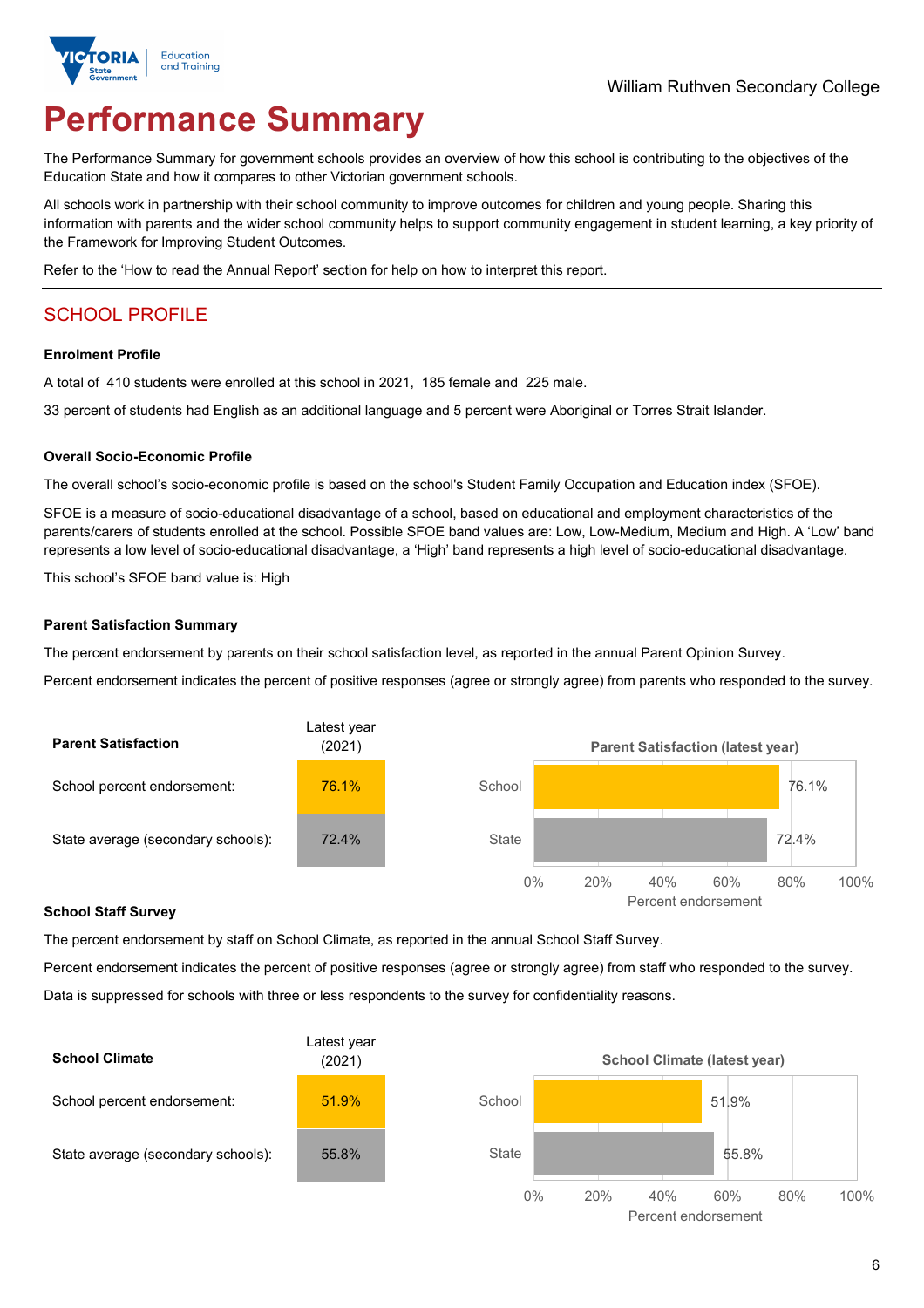William Ruthven Secondary College

# Performance Summary

The Performance Summary for government schools provides an overview of how this school is contributing to the objectives of the Education State and how it compares to other Victorian government schools.

All schools work in partnership with their school community to improve outcomes for children and young people. Sharing this information with parents and the wider school community helps to support community engagement in student learning, a key priority of the Framework for Improving Student Outcomes.

Refer to the 'How to read the Annual Report' section for help on how to interpret this report.

## SCHOOL PROFILE

### Enrolment Profile

A total of 410 students were enrolled at this school in 2021, 185 female and 225 male.

33 percent of students had English as an additional language and 5 percent were Aboriginal or Torres Strait Islander.

### Overall Socio-Economic Profile

The overall school's socio-economic profile is based on the school's Student Family Occupation and Education index (SFOE).

SFOE is a measure of socio-educational disadvantage of a school, based on educational and employment characteristics of the parents/carers of students enrolled at the school. Possible SFOE band values are: Low, Low-Medium, Medium and High. A 'Low' band represents a low level of socio-educational disadvantage, a 'High' band represents a high level of socio-educational disadvantage.

This school's SFOE band value is: High

### Parent Satisfaction Summary

The percent endorsement by parents on their school satisfaction level, as reported in the annual Parent Opinion Survey.

Percent endorsement indicates the percent of positive responses (agree or strongly agree) from parents who responded to the survey.

| Parent Satisfaction | Latest year (2021) |
|---|---|
| School percent endorsement: | 76.1% |
| State average (secondary schools): | 72.4% |

Parent Satisfaction (latest year)

| | Percent endorsement |
|---|---|
| School | 76.1% |
| State | 72.4% |

### School Staff Survey

The percent endorsement by staff on School Climate, as reported in the annual School Staff Survey.

Percent endorsement indicates the percent of positive responses (agree or strongly agree) from staff who responded to the survey.

Data is suppressed for schools with three or less respondents to the survey for confidentiality reasons.

| School Climate | Latest year (2021) |
|---|---|
| School percent endorsement: | 51.9% |
| State average (secondary schools): | 55.8% |

School Climate (latest year)

| | Percent endorsement |
|---|---|
| School | 51.9% |
| State | 55.8% |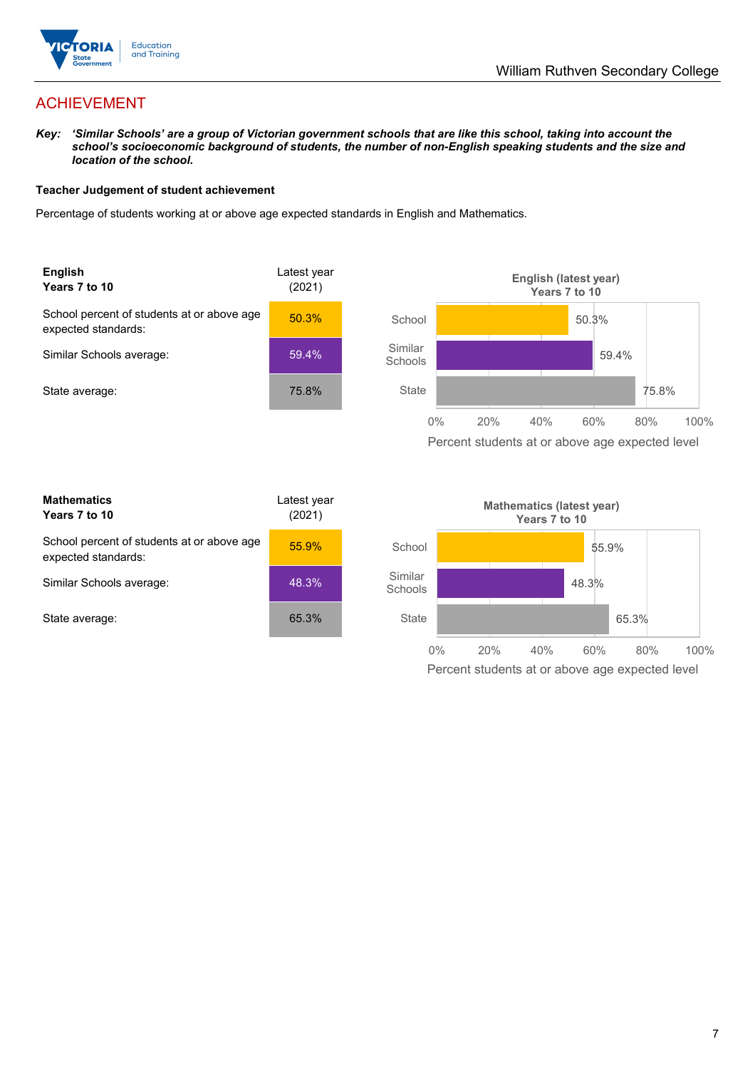# ACHIEVEMENT

***Key:** 'Similar Schools' are a group of Victorian government schools that are like this school, taking into account the school's socioeconomic background of students, the number of non-English speaking students and the size and location of the school.*

**Teacher Judgement of student achievement**

Percentage of students working at or above age expected standards in English and Mathematics.

| **English** **Years 7 to 10** | Latest year (2021) |
|---|---|
| School percent of students at or above age expected standards: | 50.3% |
| Similar Schools average: | 59.4% |
| State average: | 75.8% |

**English (latest year) Years 7 to 10**

| | Percent students at or above age expected level |
|---|---|
| School | 50.3% |
| Similar Schools | 59.4% |
| State | 75.8% |

| **Mathematics** **Years 7 to 10** | Latest year (2021) |
|---|---|
| School percent of students at or above age expected standards: | 55.9% |
| Similar Schools average: | 48.3% |
| State average: | 65.3% |

**Mathematics (latest year) Years 7 to 10**

| | Percent students at or above age expected level |
|---|---|
| School | 55.9% |
| Similar Schools | 48.3% |
| State | 65.3% |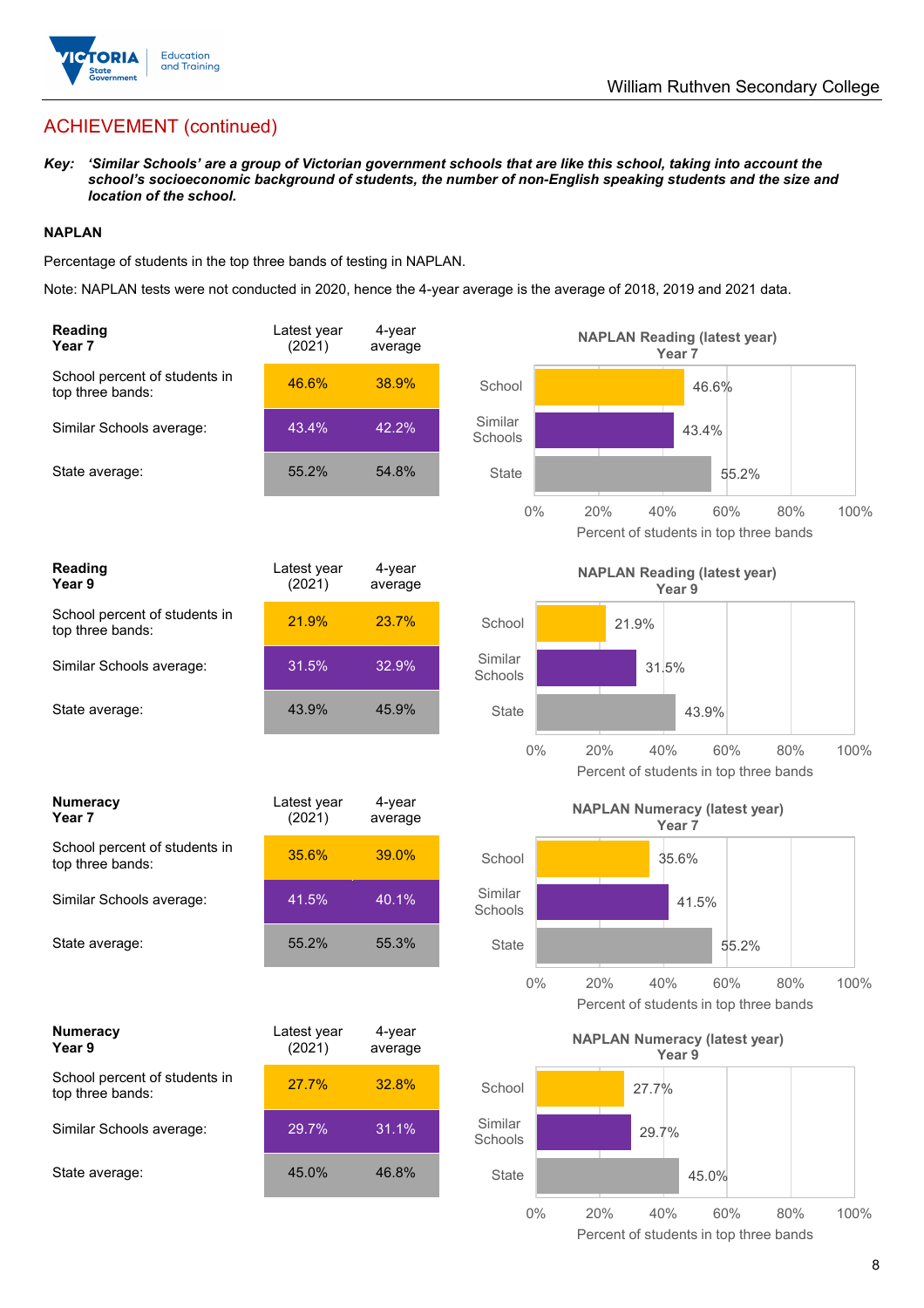## ACHIEVEMENT (continued)

***Key:** 'Similar Schools' are a group of Victorian government schools that are like this school, taking into account the school's socioeconomic background of students, the number of non-English speaking students and the size and location of the school.*

### NAPLAN

Percentage of students in the top three bands of testing in NAPLAN.

Note: NAPLAN tests were not conducted in 2020, hence the 4-year average is the average of 2018, 2019 and 2021 data.

| **Reading Year 7** | Latest year (2021) | 4-year average |
|---|---|---|
| School percent of students in top three bands: | 46.6% | 38.9% |
| Similar Schools average: | 43.4% | 42.2% |
| State average: | 55.2% | 54.8% |

**NAPLAN Reading (latest year) Year 7**

| | Percent of students in top three bands |
|---|---|
| School | 46.6% |
| Similar Schools | 43.4% |
| State | 55.2% |

| **Reading Year 9** | Latest year (2021) | 4-year average |
|---|---|---|
| School percent of students in top three bands: | 21.9% | 23.7% |
| Similar Schools average: | 31.5% | 32.9% |
| State average: | 43.9% | 45.9% |

**NAPLAN Reading (latest year) Year 9**

| | Percent of students in top three bands |
|---|---|
| School | 21.9% |
| Similar Schools | 31.5% |
| State | 43.9% |

| **Numeracy Year 7** | Latest year (2021) | 4-year average |
|---|---|---|
| School percent of students in top three bands: | 35.6% | 39.0% |
| Similar Schools average: | 41.5% | 40.1% |
| State average: | 55.2% | 55.3% |

**NAPLAN Numeracy (latest year) Year 7**

| | Percent of students in top three bands |
|---|---|
| School | 35.6% |
| Similar Schools | 41.5% |
| State | 55.2% |

| **Numeracy Year 9** | Latest year (2021) | 4-year average |
|---|---|---|
| School percent of students in top three bands: | 27.7% | 32.8% |
| Similar Schools average: | 29.7% | 31.1% |
| State average: | 45.0% | 46.8% |

**NAPLAN Numeracy (latest year) Year 9**

| | Percent of students in top three bands |
|---|---|
| School | 27.7% |
| Similar Schools | 29.7% |
| State | 45.0% |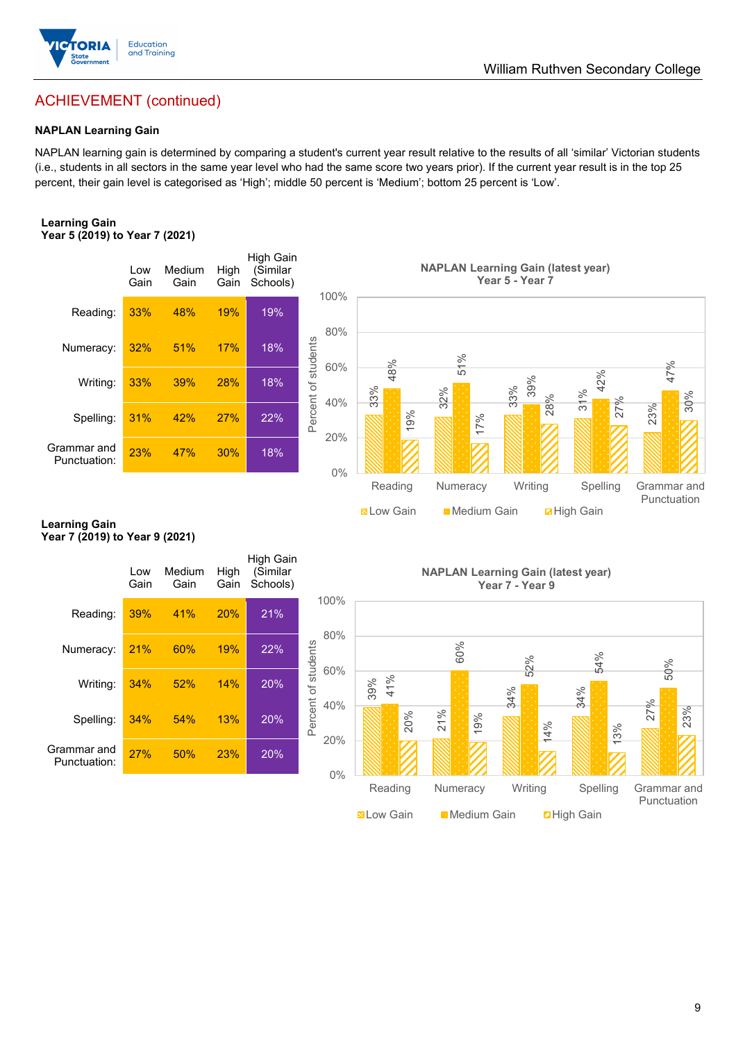## ACHIEVEMENT (continued)

### NAPLAN Learning Gain

NAPLAN learning gain is determined by comparing a student's current year result relative to the results of all 'similar' Victorian students (i.e., students in all sectors in the same year level who had the same score two years prior). If the current year result is in the top 25 percent, their gain level is categorised as 'High'; middle 50 percent is 'Medium'; bottom 25 percent is 'Low'.

**Learning Gain**
**Year 5 (2019) to Year 7 (2021)**

| | Low Gain | Medium Gain | High Gain | High Gain (Similar Schools) |
|---|---|---|---|---|
| Reading: | 33% | 48% | 19% | 19% |
| Numeracy: | 32% | 51% | 17% | 18% |
| Writing: | 33% | 39% | 28% | 18% |
| Spelling: | 31% | 42% | 27% | 22% |
| Grammar and Punctuation: | 23% | 47% | 30% | 18% |

**NAPLAN Learning Gain (latest year)**
**Year 5 - Year 7**

| | Low Gain | Medium Gain | High Gain |
|---|---|---|---|
| Reading | 33% | 48% | 19% |
| Numeracy | 32% | 51% | 17% |
| Writing | 33% | 39% | 28% |
| Spelling | 31% | 42% | 27% |
| Grammar and Punctuation | 23% | 47% | 30% |

**Learning Gain**
**Year 7 (2019) to Year 9 (2021)**

| | Low Gain | Medium Gain | High Gain | High Gain (Similar Schools) |
|---|---|---|---|---|
| Reading: | 39% | 41% | 20% | 21% |
| Numeracy: | 21% | 60% | 19% | 22% |
| Writing: | 34% | 52% | 14% | 20% |
| Spelling: | 34% | 54% | 13% | 20% |
| Grammar and Punctuation: | 27% | 50% | 23% | 20% |

**NAPLAN Learning Gain (latest year)**
**Year 7 - Year 9**

| | Low Gain | Medium Gain | High Gain |
|---|---|---|---|
| Reading | 39% | 41% | 20% |
| Numeracy | 21% | 60% | 19% |
| Writing | 34% | 52% | 14% |
| Spelling | 34% | 54% | 13% |
| Grammar and Punctuation | 27% | 50% | 23% |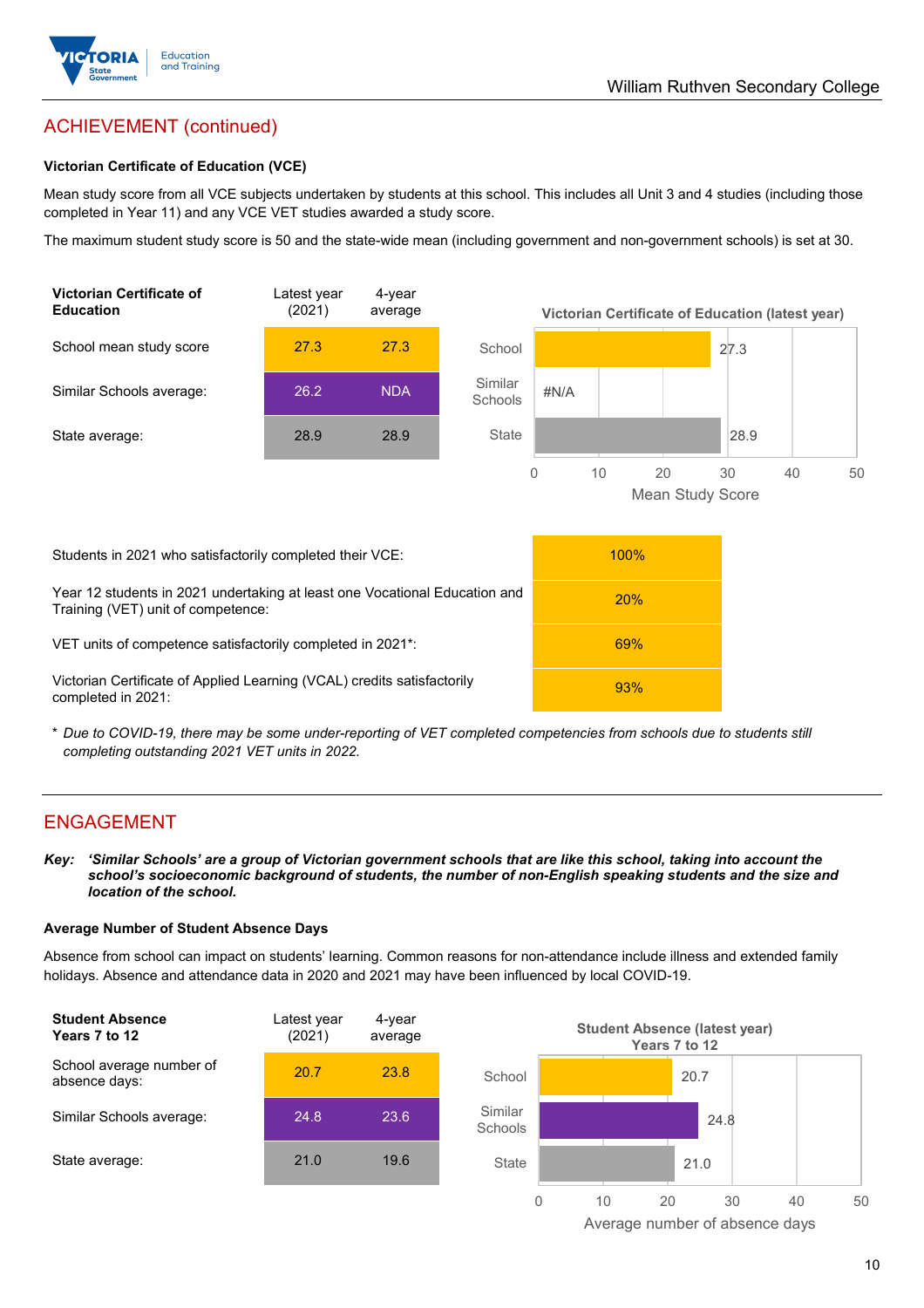## ACHIEVEMENT (continued)

### Victorian Certificate of Education (VCE)

Mean study score from all VCE subjects undertaken by students at this school. This includes all Unit 3 and 4 studies (including those completed in Year 11) and any VCE VET studies awarded a study score.

The maximum student study score is 50 and the state-wide mean (including government and non-government schools) is set at 30.

| Victorian Certificate of Education | Latest year (2021) | 4-year average |
|---|---|---|
| School mean study score | 27.3 | 27.3 |
| Similar Schools average: | 26.2 | NDA |
| State average: | 28.9 | 28.9 |

**Victorian Certificate of Education (latest year)**

| | Mean Study Score |
|---|---|
| School | 27.3 |
| Similar Schools | #N/A |
| State | 28.9 |

| | |
|---|---|
| Students in 2021 who satisfactorily completed their VCE: | 100% |
| Year 12 students in 2021 undertaking at least one Vocational Education and Training (VET) unit of competence: | 20% |
| VET units of competence satisfactorily completed in 2021*: | 69% |
| Victorian Certificate of Applied Learning (VCAL) credits satisfactorily completed in 2021: | 93% |

* *Due to COVID-19, there may be some under-reporting of VET completed competencies from schools due to students still completing outstanding 2021 VET units in 2022.*

## ENGAGEMENT

***Key:** 'Similar Schools' are a group of Victorian government schools that are like this school, taking into account the school's socioeconomic background of students, the number of non-English speaking students and the size and location of the school.*

### Average Number of Student Absence Days

Absence from school can impact on students' learning. Common reasons for non-attendance include illness and extended family holidays. Absence and attendance data in 2020 and 2021 may have been influenced by local COVID-19.

| Student Absence Years 7 to 12 | Latest year (2021) | 4-year average |
|---|---|---|
| School average number of absence days: | 20.7 | 23.8 |
| Similar Schools average: | 24.8 | 23.6 |
| State average: | 21.0 | 19.6 |

**Student Absence (latest year) Years 7 to 12**

| | Average number of absence days |
|---|---|
| School | 20.7 |
| Similar Schools | 24.8 |
| State | 21.0 |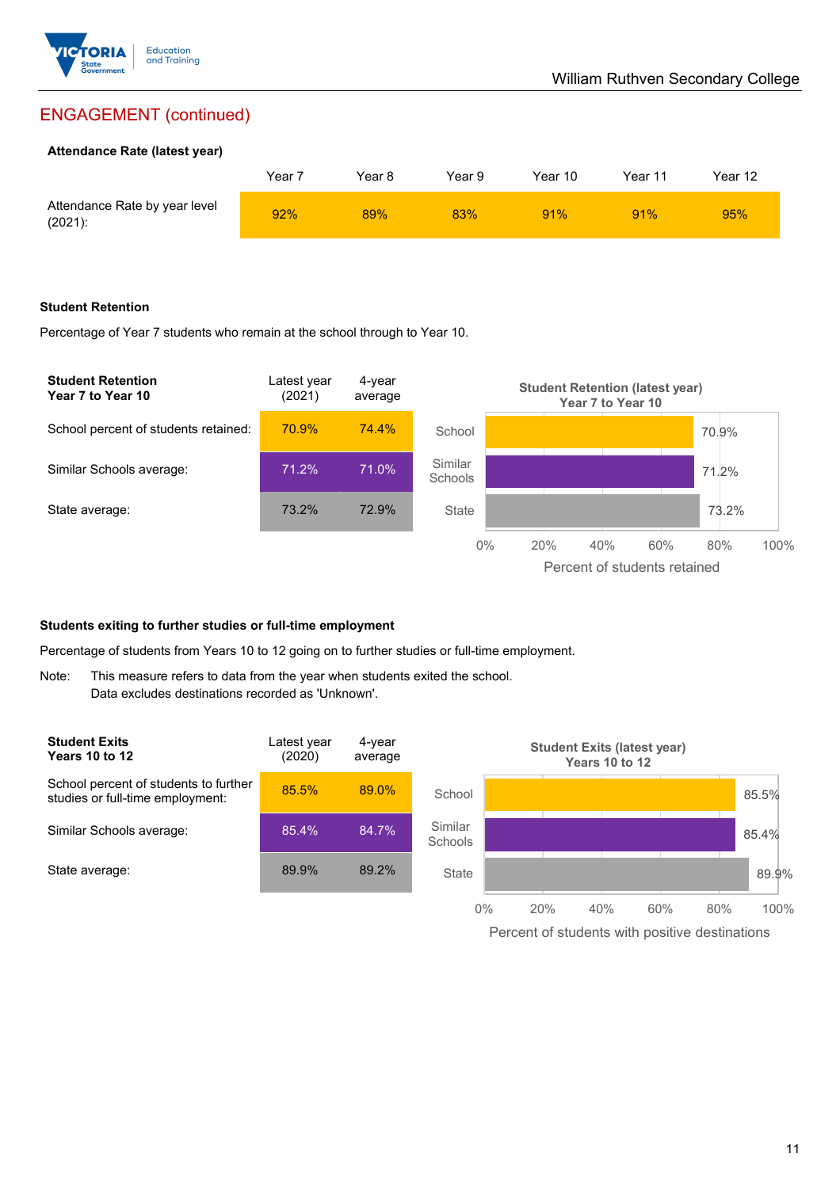## ENGAGEMENT (continued)

**Attendance Rate (latest year)**

| | Year 7 | Year 8 | Year 9 | Year 10 | Year 11 | Year 12 |
|---|---|---|---|---|---|---|
| Attendance Rate by year level (2021): | 92% | 89% | 83% | 91% | 91% | 95% |

**Student Retention**

Percentage of Year 7 students who remain at the school through to Year 10.

| Student Retention Year 7 to Year 10 | Latest year (2021) | 4-year average |
|---|---|---|
| School percent of students retained: | 70.9% | 74.4% |
| Similar Schools average: | 71.2% | 71.0% |
| State average: | 73.2% | 72.9% |

**Student Retention (latest year) Year 7 to Year 10**

| | Percent of students retained |
|---|---|
| School | 70.9% |
| Similar Schools | 71.2% |
| State | 73.2% |

**Students exiting to further studies or full-time employment**

Percentage of students from Years 10 to 12 going on to further studies or full-time employment.

Note: This measure refers to data from the year when students exited the school.
Data excludes destinations recorded as 'Unknown'.

| Student Exits Years 10 to 12 | Latest year (2020) | 4-year average |
|---|---|---|
| School percent of students to further studies or full-time employment: | 85.5% | 89.0% |
| Similar Schools average: | 85.4% | 84.7% |
| State average: | 89.9% | 89.2% |

**Student Exits (latest year) Years 10 to 12**

| | Percent of students with positive destinations |
|---|---|
| School | 85.5% |
| Similar Schools | 85.4% |
| State | 89.9% |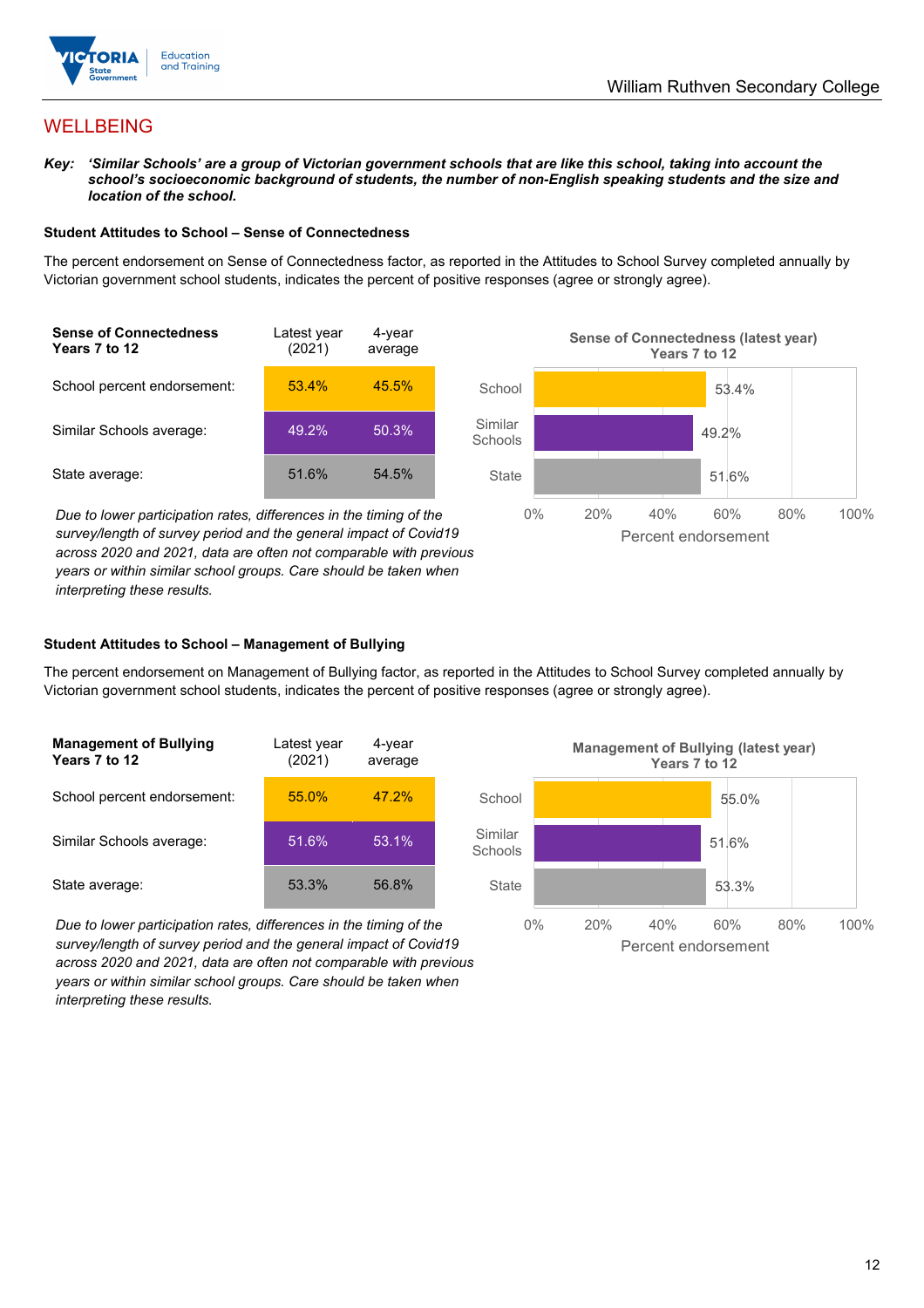## WELLBEING

***Key:** ‘Similar Schools’ are a group of Victorian government schools that are like this school, taking into account the school’s socioeconomic background of students, the number of non-English speaking students and the size and location of the school.*

### Student Attitudes to School – Sense of Connectedness

The percent endorsement on Sense of Connectedness factor, as reported in the Attitudes to School Survey completed annually by Victorian government school students, indicates the percent of positive responses (agree or strongly agree).

| **Sense of Connectedness Years 7 to 12** | Latest year (2021) | 4-year average |
|---|---|---|
| School percent endorsement: | 53.4% | 45.5% |
| Similar Schools average: | 49.2% | 50.3% |
| State average: | 51.6% | 54.5% |

*Due to lower participation rates, differences in the timing of the survey/length of survey period and the general impact of Covid19 across 2020 and 2021, data are often not comparable with previous years or within similar school groups. Care should be taken when interpreting these results.*

**Sense of Connectedness (latest year) Years 7 to 12**

| | Percent endorsement |
|---|---|
| School | 53.4% |
| Similar Schools | 49.2% |
| State | 51.6% |

### Student Attitudes to School – Management of Bullying

The percent endorsement on Management of Bullying factor, as reported in the Attitudes to School Survey completed annually by Victorian government school students, indicates the percent of positive responses (agree or strongly agree).

| **Management of Bullying Years 7 to 12** | Latest year (2021) | 4-year average |
|---|---|---|
| School percent endorsement: | 55.0% | 47.2% |
| Similar Schools average: | 51.6% | 53.1% |
| State average: | 53.3% | 56.8% |

*Due to lower participation rates, differences in the timing of the survey/length of survey period and the general impact of Covid19 across 2020 and 2021, data are often not comparable with previous years or within similar school groups. Care should be taken when interpreting these results.*

**Management of Bullying (latest year) Years 7 to 12**

| | Percent endorsement |
|---|---|
| School | 55.0% |
| Similar Schools | 51.6% |
| State | 53.3% |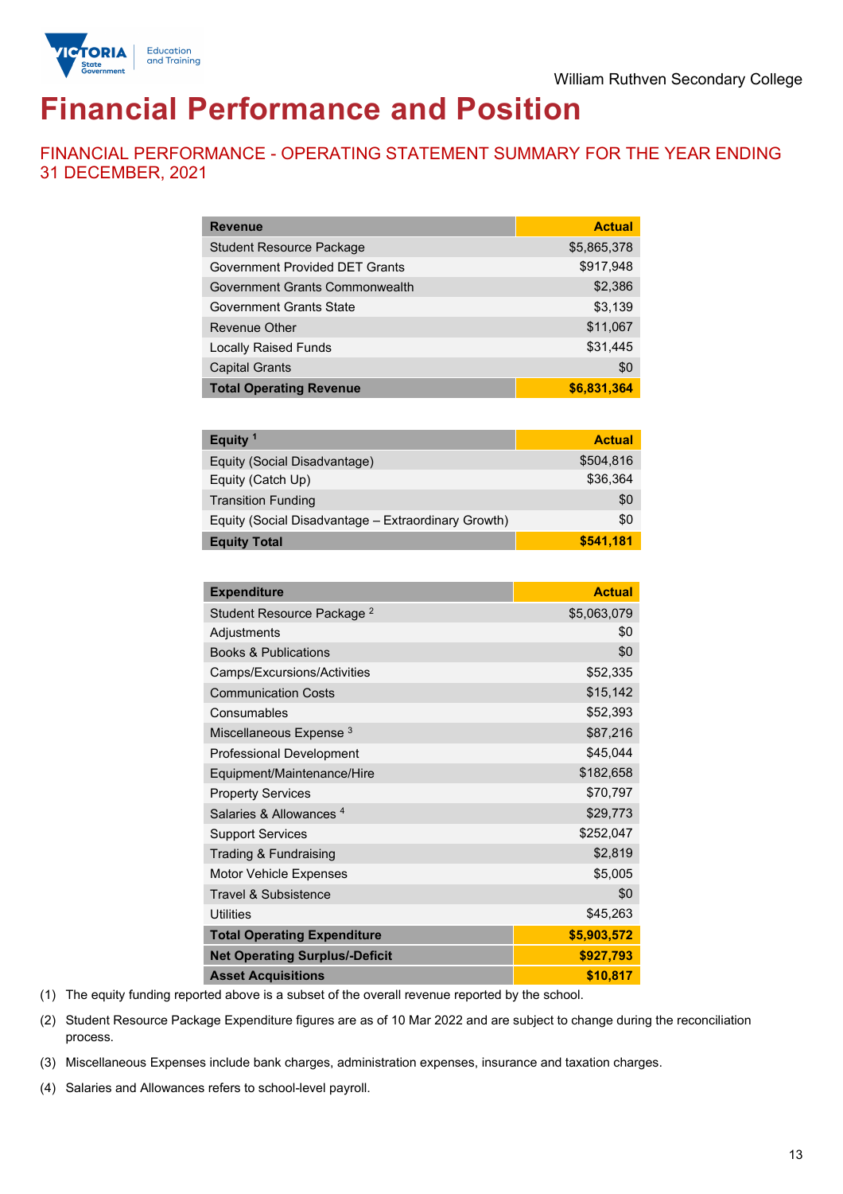# Financial Performance and Position

## FINANCIAL PERFORMANCE - OPERATING STATEMENT SUMMARY FOR THE YEAR ENDING 31 DECEMBER, 2021

| Revenue | Actual |
| --- | --- |
| Student Resource Package | $5,865,378 |
| Government Provided DET Grants | $917,948 |
| Government Grants Commonwealth | $2,386 |
| Government Grants State | $3,139 |
| Revenue Other | $11,067 |
| Locally Raised Funds | $31,445 |
| Capital Grants | $0 |
| **Total Operating Revenue** | **$6,831,364** |

| Equity [1] | Actual |
| --- | --- |
| Equity (Social Disadvantage) | $504,816 |
| Equity (Catch Up) | $36,364 |
| Transition Funding | $0 |
| Equity (Social Disadvantage – Extraordinary Growth) | $0 |
| **Equity Total** | **$541,181** |

| Expenditure | Actual |
| --- | --- |
| Student Resource Package [2] | $5,063,079 |
| Adjustments | $0 |
| Books & Publications | $0 |
| Camps/Excursions/Activities | $52,335 |
| Communication Costs | $15,142 |
| Consumables | $52,393 |
| Miscellaneous Expense [3] | $87,216 |
| Professional Development | $45,044 |
| Equipment/Maintenance/Hire | $182,658 |
| Property Services | $70,797 |
| Salaries & Allowances [4] | $29,773 |
| Support Services | $252,047 |
| Trading & Fundraising | $2,819 |
| Motor Vehicle Expenses | $5,005 |
| Travel & Subsistence | $0 |
| Utilities | $45,263 |
| **Total Operating Expenditure** | **$5,903,572** |
| **Net Operating Surplus/-Deficit** | **$927,793** |
| **Asset Acquisitions** | **$10,817** |

(1) The equity funding reported above is a subset of the overall revenue reported by the school.

(2) Student Resource Package Expenditure figures are as of 10 Mar 2022 and are subject to change during the reconciliation process.

(3) Miscellaneous Expenses include bank charges, administration expenses, insurance and taxation charges.

(4) Salaries and Allowances refers to school-level payroll.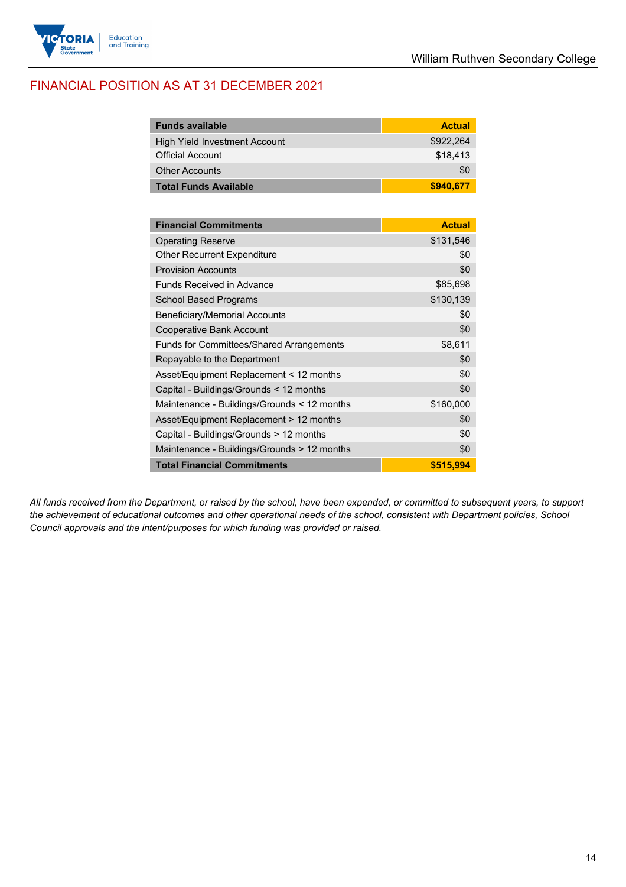## FINANCIAL POSITION AS AT 31 DECEMBER 2021

| Funds available | Actual |
|---|---|
| High Yield Investment Account | $922,264 |
| Official Account | $18,413 |
| Other Accounts | $0 |
| **Total Funds Available** | **$940,677** |

| Financial Commitments | Actual |
|---|---|
| Operating Reserve | $131,546 |
| Other Recurrent Expenditure | $0 |
| Provision Accounts | $0 |
| Funds Received in Advance | $85,698 |
| School Based Programs | $130,139 |
| Beneficiary/Memorial Accounts | $0 |
| Cooperative Bank Account | $0 |
| Funds for Committees/Shared Arrangements | $8,611 |
| Repayable to the Department | $0 |
| Asset/Equipment Replacement < 12 months | $0 |
| Capital - Buildings/Grounds < 12 months | $0 |
| Maintenance - Buildings/Grounds < 12 months | $160,000 |
| Asset/Equipment Replacement > 12 months | $0 |
| Capital - Buildings/Grounds > 12 months | $0 |
| Maintenance - Buildings/Grounds > 12 months | $0 |
| **Total Financial Commitments** | **$515,994** |

*All funds received from the Department, or raised by the school, have been expended, or committed to subsequent years, to support the achievement of educational outcomes and other operational needs of the school, consistent with Department policies, School Council approvals and the intent/purposes for which funding was provided or raised.*